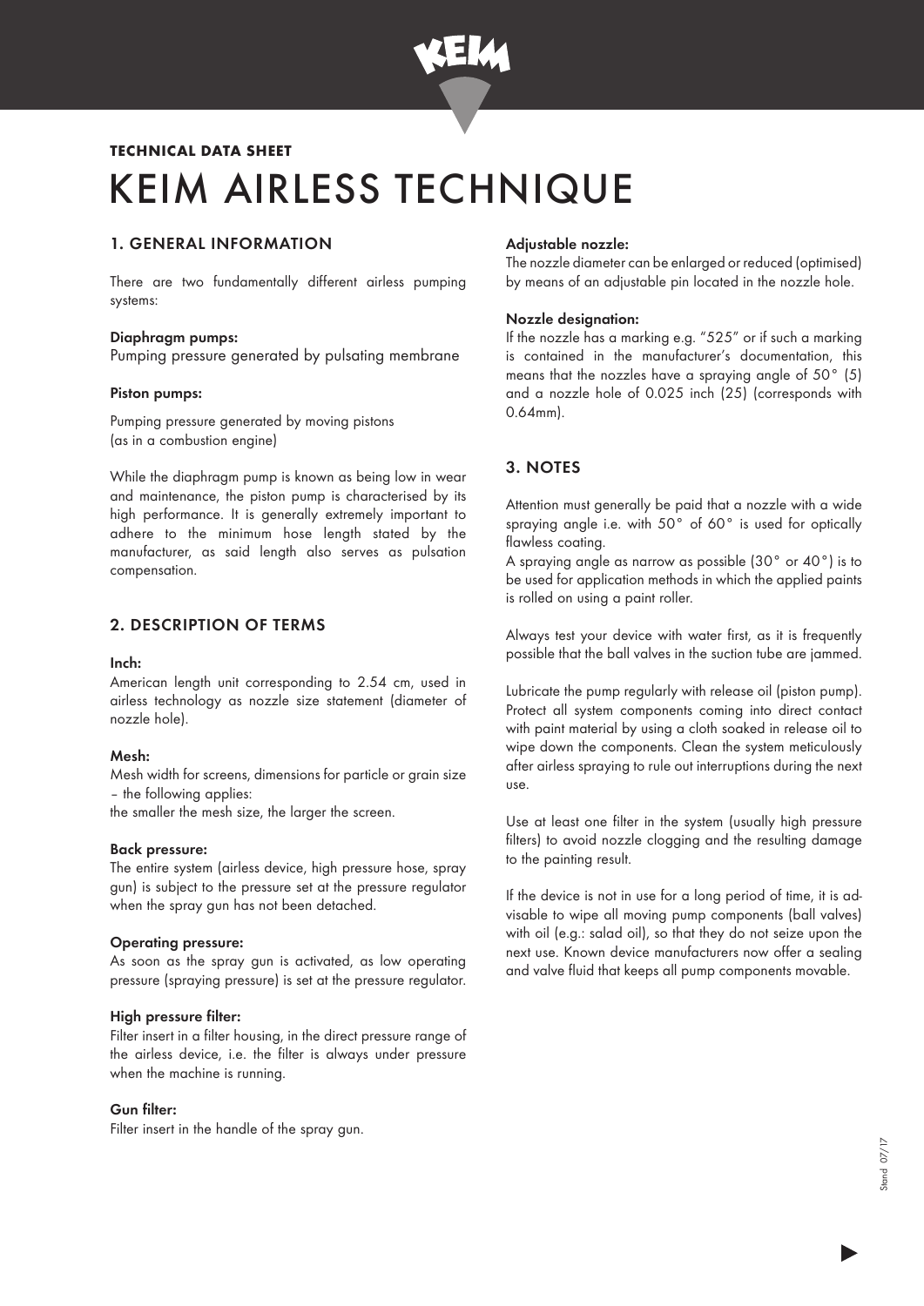**TECHNICAL DATA SHEET**

# KEIM AIRLESS TECHNIQUE

## 1. GENERAL INFORMATION

There are two fundamentally different airless pumping systems:

**Diaphragm pumps:**
Pumping pressure generated by pulsating membrane

**Piston pumps:**

Pumping pressure generated by moving pistons
(as in a combustion engine)

While the diaphragm pump is known as being low in wear and maintenance, the piston pump is characterised by its high performance. It is generally extremely important to adhere to the minimum hose length stated by the manufacturer, as said length also serves as pulsation compensation.

## 2. DESCRIPTION OF TERMS

**Inch:**
American length unit corresponding to 2.54 cm, used in airless technology as nozzle size statement (diameter of nozzle hole).

**Mesh:**
Mesh width for screens, dimensions for particle or grain size – the following applies:
the smaller the mesh size, the larger the screen.

**Back pressure:**
The entire system (airless device, high pressure hose, spray gun) is subject to the pressure set at the pressure regulator when the spray gun has not been detached.

**Operating pressure:**
As soon as the spray gun is activated, as low operating pressure (spraying pressure) is set at the pressure regulator.

**High pressure filter:**
Filter insert in a filter housing, in the direct pressure range of the airless device, i.e. the filter is always under pressure when the machine is running.

**Gun filter:**
Filter insert in the handle of the spray gun.

**Adjustable nozzle:**
The nozzle diameter can be enlarged or reduced (optimised) by means of an adjustable pin located in the nozzle hole.

**Nozzle designation:**
If the nozzle has a marking e.g. "525" or if such a marking is contained in the manufacturer's documentation, this means that the nozzles have a spraying angle of 50° (5) and a nozzle hole of 0.025 inch (25) (corresponds with 0.64mm).

## 3. NOTES

Attention must generally be paid that a nozzle with a wide spraying angle i.e. with 50° of 60° is used for optically flawless coating.
A spraying angle as narrow as possible (30° or 40°) is to be used for application methods in which the applied paints is rolled on using a paint roller.

Always test your device with water first, as it is frequently possible that the ball valves in the suction tube are jammed.

Lubricate the pump regularly with release oil (piston pump). Protect all system components coming into direct contact with paint material by using a cloth soaked in release oil to wipe down the components. Clean the system meticulously after airless spraying to rule out interruptions during the next use.

Use at least one filter in the system (usually high pressure filters) to avoid nozzle clogging and the resulting damage to the painting result.

If the device is not in use for a long period of time, it is advisable to wipe all moving pump components (ball valves) with oil (e.g.: salad oil), so that they do not seize upon the next use. Known device manufacturers now offer a sealing and valve fluid that keeps all pump components movable.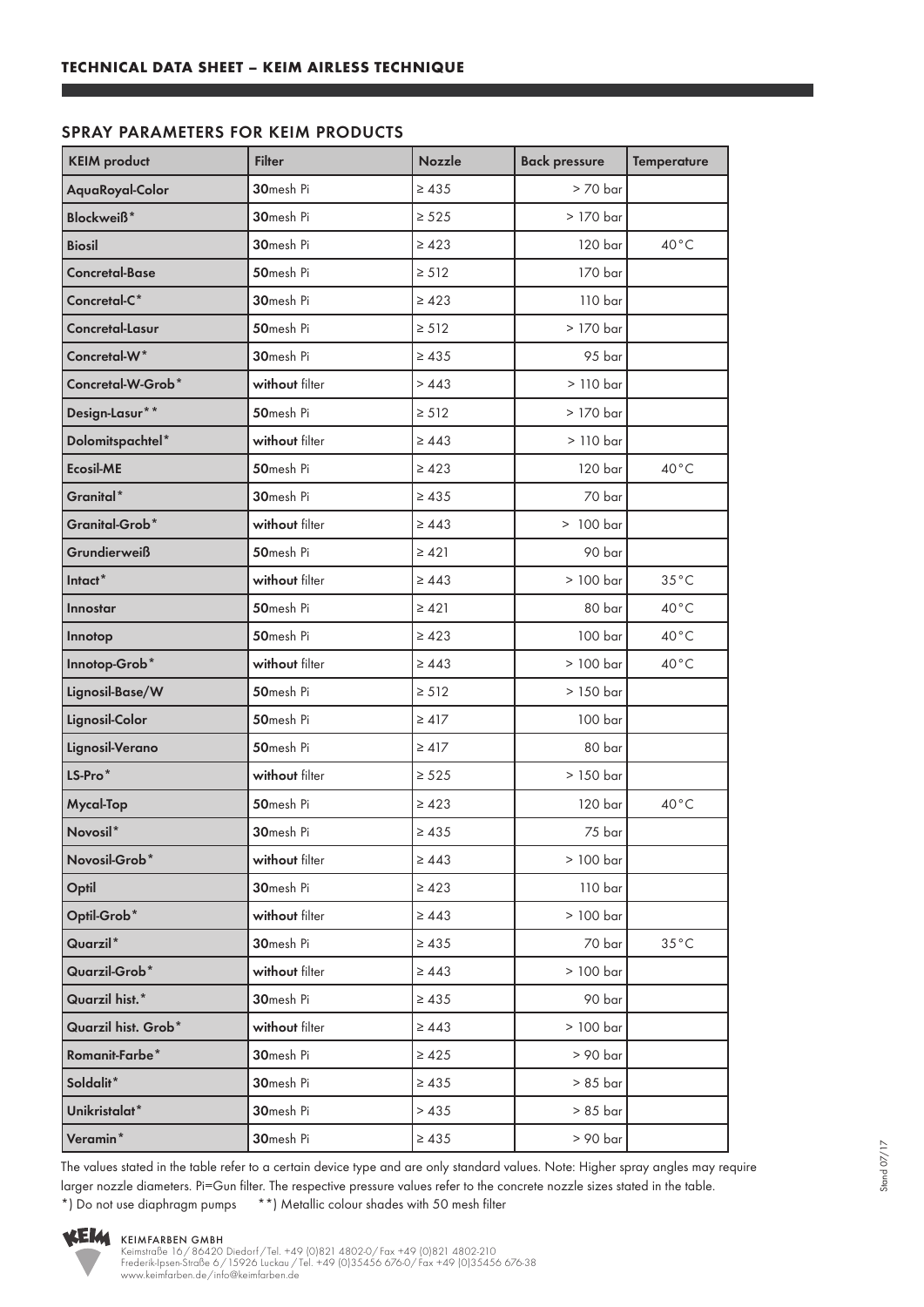## SPRAY PARAMETERS FOR KEIM PRODUCTS

| KEIM product | Filter | Nozzle | Back pressure | Temperature |
|---|---|---|---|---|
| AquaRoyal-Color | **30**mesh Pi | ≥ 435 | > 70 bar | |
| Blockweiß* | **30**mesh Pi | ≥ 525 | > 170 bar | |
| Biosil | **30**mesh Pi | ≥ 423 | 120 bar | 40 °C |
| Concretal-Base | **50**mesh Pi | ≥ 512 | 170 bar | |
| Concretal-C* | **30**mesh Pi | ≥ 423 | 110 bar | |
| Concretal-Lasur | **50**mesh Pi | ≥ 512 | > 170 bar | |
| Concretal-W* | **30**mesh Pi | ≥ 435 | 95 bar | |
| Concretal-W-Grob* | **without** filter | > 443 | > 110 bar | |
| Design-Lasur** | **50**mesh Pi | ≥ 512 | > 170 bar | |
| Dolomitspachtel* | **without** filter | ≥ 443 | > 110 bar | |
| Ecosil-ME | **50**mesh Pi | ≥ 423 | 120 bar | 40 °C |
| Granital* | **30**mesh Pi | ≥ 435 | 70 bar | |
| Granital-Grob* | **without** filter | ≥ 443 | > 100 bar | |
| Grundierweiß | **50**mesh Pi | ≥ 421 | 90 bar | |
| Intact* | **without** filter | ≥ 443 | > 100 bar | 35 °C |
| Innostar | **50**mesh Pi | ≥ 421 | 80 bar | 40 °C |
| Innotop | **50**mesh Pi | ≥ 423 | 100 bar | 40 °C |
| Innotop-Grob* | **without** filter | ≥ 443 | > 100 bar | 40 °C |
| Lignosil-Base/W | **50**mesh Pi | ≥ 512 | > 150 bar | |
| Lignosil-Color | **50**mesh Pi | ≥ 417 | 100 bar | |
| Lignosil-Verano | **50**mesh Pi | ≥ 417 | 80 bar | |
| LS-Pro* | **without** filter | ≥ 525 | > 150 bar | |
| Mycal-Top | **50**mesh Pi | ≥ 423 | 120 bar | 40 °C |
| Novosil* | **30**mesh Pi | ≥ 435 | 75 bar | |
| Novosil-Grob* | **without** filter | ≥ 443 | > 100 bar | |
| Optil | **30**mesh Pi | ≥ 423 | 110 bar | |
| Optil-Grob* | **without** filter | ≥ 443 | > 100 bar | |
| Quarzil* | **30**mesh Pi | ≥ 435 | 70 bar | 35 °C |
| Quarzil-Grob* | **without** filter | ≥ 443 | > 100 bar | |
| Quarzil hist.* | **30**mesh Pi | ≥ 435 | 90 bar | |
| Quarzil hist. Grob* | **without** filter | ≥ 443 | > 100 bar | |
| Romanit-Farbe* | **30**mesh Pi | ≥ 425 | > 90 bar | |
| Soldalit* | **30**mesh Pi | ≥ 435 | > 85 bar | |
| Unikristalat* | **30**mesh Pi | > 435 | > 85 bar | |
| Veramin* | **30**mesh Pi | ≥ 435 | > 90 bar | |

The values stated in the table refer to a certain device type and are only standard values. Note: Higher spray angles may require larger nozzle diameters. Pi=Gun filter. The respective pressure values refer to the concrete nozzle sizes stated in the table.

*) Do not use diaphragm pumps **) Metallic colour shades with 50 mesh filter

KEIMFARBEN GMBH
Keimstraße 16 / 86420 Diedorf / Tel. +49 (0)821 4802-0 / Fax +49 (0)821 4802-210
Frederik-Ipsen-Straße 6 / 15926 Luckau / Tel. +49 (0)35456 676-0 / Fax +49 (0)35456 676-38
www.keimfarben.de / info@keimfarben.de

Stand 07/17